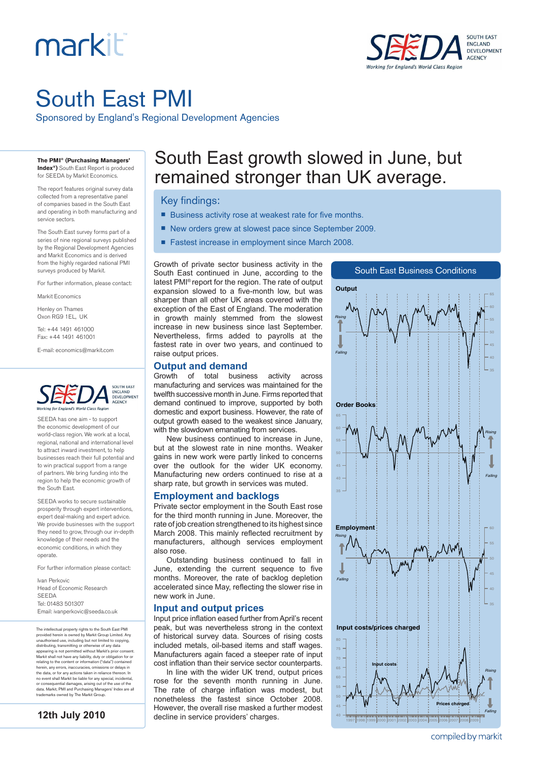# South East PMI

Sponsored by England's Regional Development Agencies

## South East growth slowed in June, but remained stronger than UK average.

### Key findings:

- Business activity rose at weakest rate for five months.
- New orders grew at slowest pace since September 2009.
- Fastest increase in employment since March 2008.

Growth of private sector business activity in the South East continued in June, according to the latest PMI® report for the region. The rate of output expansion slowed to a five-month low, but was sharper than all other UK areas covered with the exception of the East of England. The moderation in growth mainly stemmed from the slowest increase in new business since last September. Nevertheless, firms added to payrolls at the fastest rate in over two years, and continued to raise output prices.

### Output and demand

Growth of total business activity across manufacturing and services was maintained for the twelfth successive month in June. Firms reported that demand continued to improve, supported by both domestic and export business. However, the rate of output growth eased to the weakest since January, with the slowdown emanating from services.

New business continued to increase in June, but at the slowest rate in nine months. Weaker gains in new work were partly linked to concerns over the outlook for the wider UK economy. Manufacturing new orders continued to rise at a sharp rate, but growth in services was muted.

### Employment and backlogs

Private sector employment in the South East rose for the third month running in June. Moreover, the rate of job creation strengthened to its highest since March 2008. This mainly reflected recruitment by manufacturers, although services employment also rose.

Outstanding business continued to fall in June, extending the current sequence to five months. Moreover, the rate of backlog depletion accelerated since May, reflecting the slower rise in new work in June.

### Input and output prices

Input price inflation eased further from April's recent peak, but was nevertheless strong in the context of historical survey data. Sources of rising costs included metals, oil-based items and staff wages. Manufacturers again faced a steeper rate of input cost inflation than their service sector counterparts.

In line with the wider UK trend, output prices rose for the seventh month running in June. The rate of charge inflation was modest, but nonetheless the fastest since October 2008. However, the overall rise masked a further modest decline in service providers' charges.

**South East Business Conditions**

Output

Order Books

Employment

Input costs/prices charged

---

**The PMI® (Purchasing Managers' Index®)** South East Report is produced for SEEDA by Markit Economics.

The report features original survey data collected from a representative panel of companies based in the South East and operating in both manufacturing and service sectors.

The South East survey forms part of a series of nine regional surveys published by the Regional Development Agencies and Markit Economics and is derived from the highly regarded national PMI surveys produced by Markit.

For further information, please contact:

Markit Economics

Henley on Thames
Oxon RG9 1EL, UK

Tel: +44 1491 461000
Fax: +44 1491 461001

E-mail: economics@markit.com

SEEDA – South East England Development Agency – Working for England's World Class Region

SEEDA has one aim - to support the economic development of our world-class region. We work at a local, regional, national and international level to attract inward investment, to help businesses reach their full potential and to win practical support from a range of partners. We bring funding into the region to help the economic growth of the South East.

SEEDA works to secure sustainable prosperity through expert interventions, expert deal-making and expert advice. We provide businesses with the support they need to grow, through our in-depth knowledge of their needs and the economic conditions, in which they operate.

For further information please contact:

Ivan Perkovic
Head of Economic Research
SEEDA
Tel: 01483 501307
Email: ivanperkovic@seeda.co.uk

The intellectual property rights to the South East PMI provided herein is owned by Markit Group Limited. Any unauthorised use, including but not limited to copying, distributing, transmitting or otherwise of any data appearing is not permitted without Markit's prior consent. Markit shall not have any liability, duty or obligation for or relating to the content or information ("data") contained herein, any errors, inaccuracies, omissions or delays in the data, or for any actions taken in reliance thereon. In no event shall Markit be liable for any special, incidental, or consequential damages, arising out of the use of the data. Markit, PMI and Purchasing Managers' Index are all trademarks owned by The Markit Group.

**12th July 2010**

compiled by markit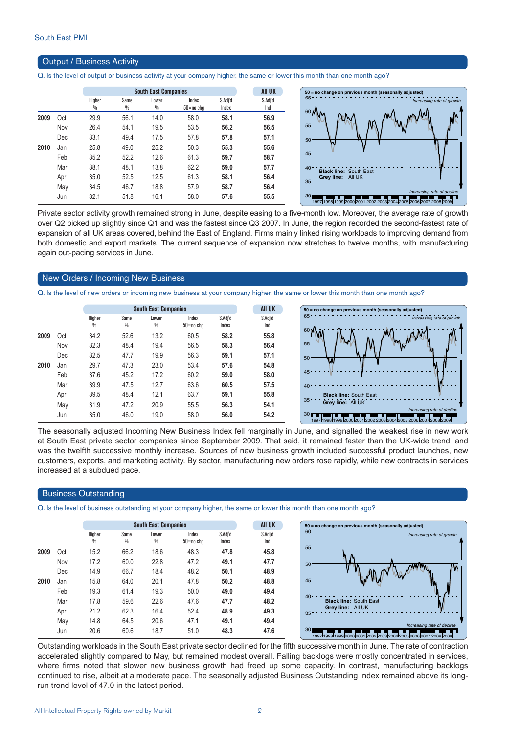South East PMI

## Output / Business Activity

Q. Is the level of output or business activity at your company higher, the same or lower this month than one month ago?

| | | South East Companies | | | | | All UK |
|---|---|---|---|---|---|---|---|
| | | Higher % | Same % | Lower % | Index 50=no chg | S.Adj'd Index | S.Adj'd Ind |
| 2009 | Oct | 29.9 | 56.1 | 14.0 | 58.0 | **58.1** | **56.9** |
| | Nov | 26.4 | 54.1 | 19.5 | 53.5 | **56.2** | **56.5** |
| | Dec | 33.1 | 49.4 | 17.5 | 57.8 | **57.8** | **57.1** |
| 2010 | Jan | 25.8 | 49.0 | 25.2 | 50.3 | **55.3** | **55.6** |
| | Feb | 35.2 | 52.2 | 12.6 | 61.3 | **59.7** | **58.7** |
| | Mar | 38.1 | 48.1 | 13.8 | 62.2 | **59.0** | **57.7** |
| | Apr | 35.0 | 52.5 | 12.5 | 61.3 | **58.1** | **56.4** |
| | May | 34.5 | 46.7 | 18.8 | 57.9 | **58.7** | **56.4** |
| | Jun | 32.1 | 51.8 | 16.1 | 58.0 | **57.6** | **55.5** |

Private sector activity growth remained strong in June, despite easing to a five-month low. Moreover, the average rate of growth over Q2 picked up slightly since Q1 and was the fastest since Q3 2007. In June, the region recorded the second-fastest rate of expansion of all UK areas covered, behind the East of England. Firms mainly linked rising workloads to improving demand from both domestic and export markets. The current sequence of expansion now stretches to twelve months, with manufacturing again out-pacing services in June.

## New Orders / Incoming New Business

Q. Is the level of new orders or incoming new business at your company higher, the same or lower this month than one month ago?

| | | South East Companies | | | | | All UK |
|---|---|---|---|---|---|---|---|
| | | Higher % | Same % | Lower % | Index 50=no chg | S.Adj'd Index | S.Adj'd Ind |
| 2009 | Oct | 34.2 | 52.6 | 13.2 | 60.5 | **58.2** | **55.8** |
| | Nov | 32.3 | 48.4 | 19.4 | 56.5 | **58.3** | **56.4** |
| | Dec | 32.5 | 47.7 | 19.9 | 56.3 | **59.1** | **57.1** |
| 2010 | Jan | 29.7 | 47.3 | 23.0 | 53.4 | **57.6** | **54.8** |
| | Feb | 37.6 | 45.2 | 17.2 | 60.2 | **59.0** | **58.0** |
| | Mar | 39.9 | 47.5 | 12.7 | 63.6 | **60.5** | **57.5** |
| | Apr | 39.5 | 48.4 | 12.1 | 63.7 | **59.1** | **55.8** |
| | May | 31.9 | 47.2 | 20.9 | 55.5 | **56.3** | **54.1** |
| | Jun | 35.0 | 46.0 | 19.0 | 58.0 | **56.0** | **54.2** |

The seasonally adjusted Incoming New Business Index fell marginally in June, and signalled the weakest rise in new work at South East private sector companies since September 2009. That said, it remained faster than the UK-wide trend, and was the twelfth successive monthly increase. Sources of new business growth included successful product launches, new customers, exports, and marketing activity. By sector, manufacturing new orders rose rapidly, while new contracts in services increased at a subdued pace.

## Business Outstanding

Q. Is the level of business outstanding at your company higher, the same or lower this month than one month ago?

| | | South East Companies | | | | | All UK |
|---|---|---|---|---|---|---|---|
| | | Higher % | Same % | Lower % | Index 50=no chg | S.Adj'd Index | S.Adj'd Ind |
| 2009 | Oct | 15.2 | 66.2 | 18.6 | 48.3 | **47.8** | **45.8** |
| | Nov | 17.2 | 60.0 | 22.8 | 47.2 | **49.1** | **47.7** |
| | Dec | 14.9 | 66.7 | 18.4 | 48.2 | **50.1** | **48.9** |
| 2010 | Jan | 15.8 | 64.0 | 20.1 | 47.8 | **50.2** | **48.8** |
| | Feb | 19.3 | 61.4 | 19.3 | 50.0 | **49.0** | **49.4** |
| | Mar | 17.8 | 59.6 | 22.6 | 47.6 | **47.7** | **48.2** |
| | Apr | 21.2 | 62.3 | 16.4 | 52.4 | **48.9** | **49.3** |
| | May | 14.8 | 64.5 | 20.6 | 47.1 | **49.1** | **49.4** |
| | Jun | 20.6 | 60.6 | 18.7 | 51.0 | **48.3** | **47.6** |

Outstanding workloads in the South East private sector declined for the fifth successive month in June. The rate of contraction accelerated slightly compared to May, but remained modest overall. Falling backlogs were mostly concentrated in services, where firms noted that slower new business growth had freed up some capacity. In contrast, manufacturing backlogs continued to rise, albeit at a moderate pace. The seasonally adjusted Business Outstanding Index remained above its long-run trend level of 47.0 in the latest period.

All Intellectual Property Rights owned by Markit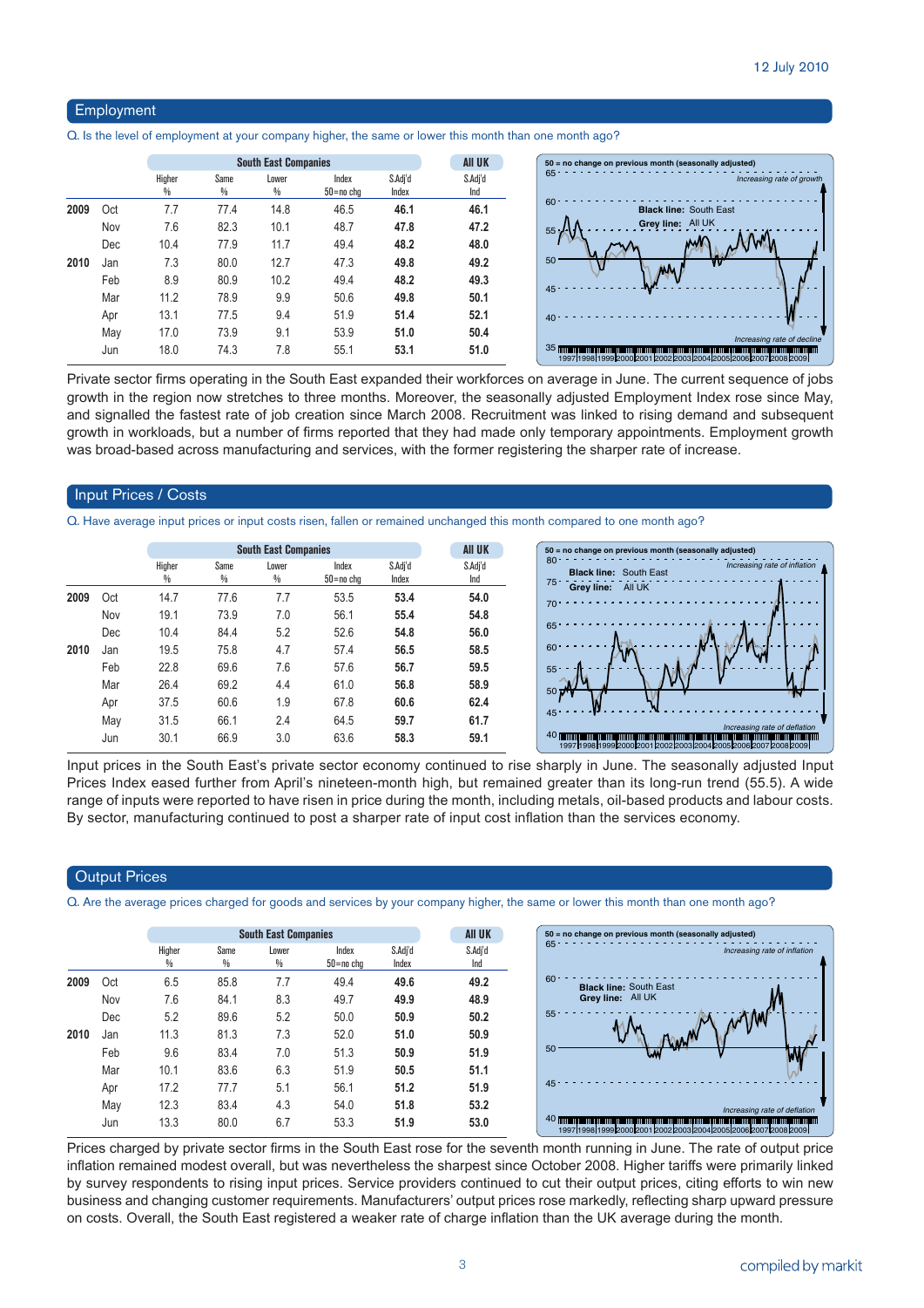## Employment

Q. Is the level of employment at your company higher, the same or lower this month than one month ago?

| | | South East Companies | | | | | All UK |
|---|---|---|---|---|---|---|---|
| | | Higher % | Same % | Lower % | Index 50=no chg | S.Adj'd Index | S.Adj'd Ind |
| 2009 | Oct | 7.7 | 77.4 | 14.8 | 46.5 | **46.1** | **46.1** |
| | Nov | 7.6 | 82.3 | 10.1 | 48.7 | **47.8** | **47.2** |
| | Dec | 10.4 | 77.9 | 11.7 | 49.4 | **48.2** | **48.0** |
| 2010 | Jan | 7.3 | 80.0 | 12.7 | 47.3 | **49.8** | **49.2** |
| | Feb | 8.9 | 80.9 | 10.2 | 49.4 | **48.2** | **49.3** |
| | Mar | 11.2 | 78.9 | 9.9 | 50.6 | **49.8** | **50.1** |
| | Apr | 13.1 | 77.5 | 9.4 | 51.9 | **51.4** | **52.1** |
| | May | 17.0 | 73.9 | 9.1 | 53.9 | **51.0** | **50.4** |
| | Jun | 18.0 | 74.3 | 7.8 | 55.1 | **53.1** | **51.0** |

Private sector firms operating in the South East expanded their workforces on average in June. The current sequence of jobs growth in the region now stretches to three months. Moreover, the seasonally adjusted Employment Index rose since May, and signalled the fastest rate of job creation since March 2008. Recruitment was linked to rising demand and subsequent growth in workloads, but a number of firms reported that they had made only temporary appointments. Employment growth was broad-based across manufacturing and services, with the former registering the sharper rate of increase.

## Input Prices / Costs

Q. Have average input prices or input costs risen, fallen or remained unchanged this month compared to one month ago?

| | | South East Companies | | | | | All UK |
|---|---|---|---|---|---|---|---|
| | | Higher % | Same % | Lower % | Index 50=no chg | S.Adj'd Index | S.Adj'd Ind |
| 2009 | Oct | 14.7 | 77.6 | 7.7 | 53.5 | **53.4** | **54.0** |
| | Nov | 19.1 | 73.9 | 7.0 | 56.1 | **55.4** | **54.8** |
| | Dec | 10.4 | 84.4 | 5.2 | 52.6 | **54.8** | **56.0** |
| 2010 | Jan | 19.5 | 75.8 | 4.7 | 57.4 | **56.5** | **58.5** |
| | Feb | 22.8 | 69.6 | 7.6 | 57.6 | **56.7** | **59.5** |
| | Mar | 26.4 | 69.2 | 4.4 | 61.0 | **56.8** | **58.9** |
| | Apr | 37.5 | 60.6 | 1.9 | 67.8 | **60.6** | **62.4** |
| | May | 31.5 | 66.1 | 2.4 | 64.5 | **59.7** | **61.7** |
| | Jun | 30.1 | 66.9 | 3.0 | 63.6 | **58.3** | **59.1** |

Input prices in the South East's private sector economy continued to rise sharply in June. The seasonally adjusted Input Prices Index eased further from April's nineteen-month high, but remained greater than its long-run trend (55.5). A wide range of inputs were reported to have risen in price during the month, including metals, oil-based products and labour costs. By sector, manufacturing continued to post a sharper rate of input cost inflation than the services economy.

## Output Prices

Q. Are the average prices charged for goods and services by your company higher, the same or lower this month than one month ago?

| | | South East Companies | | | | | All UK |
|---|---|---|---|---|---|---|---|
| | | Higher % | Same % | Lower % | Index 50=no chg | S.Adj'd Index | S.Adj'd Ind |
| 2009 | Oct | 6.5 | 85.8 | 7.7 | 49.4 | **49.6** | **49.2** |
| | Nov | 7.6 | 84.1 | 8.3 | 49.7 | **49.9** | **48.9** |
| | Dec | 5.2 | 89.6 | 5.2 | 50.0 | **50.9** | **50.2** |
| 2010 | Jan | 11.3 | 81.3 | 7.3 | 52.0 | **51.0** | **50.9** |
| | Feb | 9.6 | 83.4 | 7.0 | 51.3 | **50.9** | **51.9** |
| | Mar | 10.1 | 83.6 | 6.3 | 51.9 | **50.5** | **51.1** |
| | Apr | 17.2 | 77.7 | 5.1 | 56.1 | **51.2** | **51.9** |
| | May | 12.3 | 83.4 | 4.3 | 54.0 | **51.8** | **53.2** |
| | Jun | 13.3 | 80.0 | 6.7 | 53.3 | **51.9** | **53.0** |

Prices charged by private sector firms in the South East rose for the seventh month running in June. The rate of output price inflation remained modest overall, but was nevertheless the sharpest since October 2008. Higher tariffs were primarily linked by survey respondents to rising input prices. Service providers continued to cut their output prices, citing efforts to win new business and changing customer requirements. Manufacturers' output prices rose markedly, reflecting sharp upward pressure on costs. Overall, the South East registered a weaker rate of charge inflation than the UK average during the month.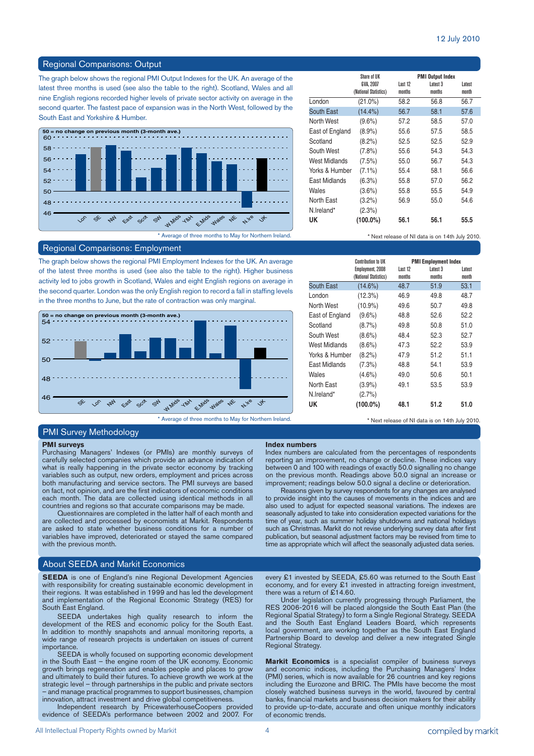## Regional Comparisons: Output

The graph below shows the regional PMI Output Indexes for the UK. An average of the latest three months is used (see also the table to the right). Scotland, Wales and all nine English regions recorded higher levels of private sector activity on average in the second quarter. The fastest pace of expansion was in the North West, followed by the South East and Yorkshire & Humber.

50 = no change on previous month (3-month ave.)

60
58
56
54
52
50
48
46

Lon SE NW East Scot SW W.Mids Y&H E.Mids Wales NE N.Ire UK

\* Average of three months to May for Northern Ireland.

| | Share of UK GVA, 2007 (National Statistics) | PMI Output Index Last 12 months | Latest 3 months | Latest month |
|---|---|---|---|---|
| London | (21.0%) | 58.2 | 56.8 | 56.7 |
| South East | (14.4%) | 56.7 | 58.1 | 57.6 |
| North West | (9.6%) | 57.2 | 58.5 | 57.0 |
| East of England | (8.9%) | 55.6 | 57.5 | 58.5 |
| Scotland | (8.2%) | 52.5 | 52.5 | 52.9 |
| South West | (7.8%) | 55.6 | 54.3 | 54.3 |
| West Midlands | (7.5%) | 55.0 | 56.7 | 54.3 |
| Yorks & Humber | (7.1%) | 55.4 | 58.1 | 56.6 |
| East Midlands | (6.3%) | 55.8 | 57.0 | 56.2 |
| Wales | (3.6%) | 55.8 | 55.5 | 54.9 |
| North East | (3.2%) | 56.9 | 55.0 | 54.6 |
| N.Ireland* | (2.3%) | | | |
| **UK** | **(100.0%)** | **56.1** | **56.1** | **55.5** |

\* Next release of NI data is on 14th July 2010.

## Regional Comparisons: Employment

The graph below shows the regional PMI Employment Indexes for the UK. An average of the latest three months is used (see also the table to the right). Higher business activity led to jobs growth in Scotland, Wales and eight English regions on average in the second quarter. London was the only English region to record a fall in staffing levels in the three months to June, but the rate of contraction was only marginal.

50 = no change on previous month (3-month ave.)

54
52
50
48
46

SE Lon NW East Scot SW W.Mids Y&H E.Mids Wales NE N.Ire UK

\* Average of three months to May for Northern Ireland.

| | Contribution to UK Employment, 2008 (National Statistics) | PMI Employment Index Last 12 months | Latest 3 months | Latest month |
|---|---|---|---|---|
| South East | (14.6%) | 48.7 | 51.9 | 53.1 |
| London | (12.3%) | 46.9 | 49.8 | 48.7 |
| North West | (10.9%) | 49.6 | 50.7 | 49.8 |
| East of England | (9.6%) | 48.8 | 52.6 | 52.2 |
| Scotland | (8.7%) | 49.8 | 50.8 | 51.0 |
| South West | (8.6%) | 48.4 | 52.3 | 52.7 |
| West Midlands | (8.6%) | 47.3 | 52.2 | 53.9 |
| Yorks & Humber | (8.2%) | 47.9 | 51.2 | 51.1 |
| East Midlands | (7.3%) | 48.8 | 54.1 | 53.9 |
| Wales | (4.6%) | 49.0 | 50.6 | 50.1 |
| North East | (3.9%) | 49.1 | 53.5 | 53.9 |
| N.Ireland* | (2.7%) | | | |
| **UK** | **(100.0%)** | **48.1** | **51.2** | **51.0** |

\* Next release of NI data is on 14th July 2010.

## PMI Survey Methodology

**PMI surveys**

Purchasing Managers' Indexes (or PMIs) are monthly surveys of carefully selected companies which provide an advance indication of what is really happening in the private sector economy by tracking variables such as output, new orders, employment and prices across both manufacturing and service sectors. The PMI surveys are based on fact, not opinion, and are the first indicators of economic conditions each month. The data are collected using identical methods in all countries and regions so that accurate comparisons may be made.

Questionnaires are completed in the latter half of each month and are collected and processed by economists at Markit. Respondents are asked to state whether business conditions for a number of variables have improved, deteriorated or stayed the same compared with the previous month.

**Index numbers**

Index numbers are calculated from the percentages of respondents reporting an improvement, no change or decline. These indices vary between 0 and 100 with readings of exactly 50.0 signalling no change on the previous month. Readings above 50.0 signal an increase or improvement; readings below 50.0 signal a decline or deterioration.

Reasons given by survey respondents for any changes are analysed to provide insight into the causes of movements in the indices and are also used to adjust for expected seasonal variations. The indexes are seasonally adjusted to take into consideration expected variations for the time of year, such as summer holiday shutdowns and national holidays such as Christmas. Markit do not revise underlying survey data after first publication, but seasonal adjustment factors may be revised from time to time as appropriate which will affect the seasonally adjusted data series.

## About SEEDA and Markit Economics

**SEEDA** is one of England's nine Regional Development Agencies with responsibility for creating sustainable economic development in their regions. It was established in 1999 and has led the development and implementation of the Regional Economic Strategy (RES) for South East England.

SEEDA undertakes high quality research to inform the development of the RES and economic policy for the South East. In addition to monthly snapshots and annual monitoring reports, a wide range of research projects is undertaken on issues of current importance.

SEEDA is wholly focused on supporting economic development in the South East – the engine room of the UK economy. Economic growth brings regeneration and enables people and places to grow and ultimately to build their futures. To achieve growth we work at the strategic level – through partnerships in the public and private sectors – and manage practical programmes to support businesses, champion innovation, attract investment and drive global competitiveness.

Independent research by PricewaterhouseCoopers provided evidence of SEEDA's performance between 2002 and 2007. For every £1 invested by SEEDA, £5.60 was returned to the South East economy, and for every £1 invested in attracting foreign investment, there was a return of £14.60.

Under legislation currently progressing through Parliament, the RES 2006-2016 will be placed alongside the South East Plan (the Regional Spatial Strategy) to form a Single Regional Strategy. SEEDA and the South East England Leaders Board, which represents local government, are working together as the South East England Partnership Board to develop and deliver a new integrated Single Regional Strategy.

**Markit Economics** is a specialist compiler of business surveys and economic indices, including the Purchasing Managers' Index (PMI) series, which is now available for 26 countries and key regions including the Eurozone and BRIC. The PMIs have become the most closely watched business surveys in the world, favoured by central banks, financial markets and business decision makers for their ability to provide up-to-date, accurate and often unique monthly indicators of economic trends.